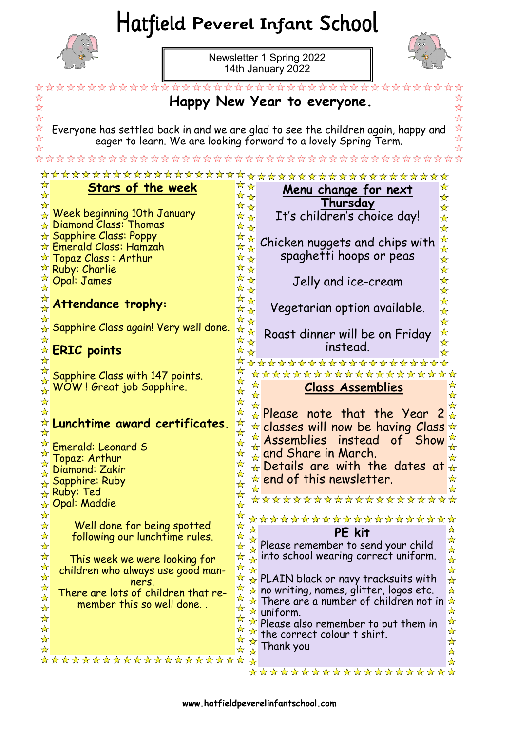# Hatfield Peverel Infant School

Newsletter 1 Spring 2022
14th January 2022

## Happy New Year to everyone.

Everyone has settled back in and we are glad to see the children again, happy and eager to learn. We are looking forward to a lovely Spring Term.

## Stars of the week

Week beginning 10th January
Diamond Class: Thomas
Sapphire Class: Poppy
Emerald Class: Hamzah
Topaz Class : Arthur
Ruby: Charlie
Opal: James

**Attendance trophy:**

Sapphire Class again! Very well done.

**ERIC points**

Sapphire Class with 147 points.
WOW ! Great job Sapphire.

**Lunchtime award certificates.**

Emerald: Leonard S
Topaz: Arthur
Diamond: Zakir
Sapphire: Ruby
Ruby: Ted
Opal: Maddie

Well done for being spotted following our lunchtime rules.

This week we were looking for children who always use good manners.
There are lots of children that remember this so well done. .

## Menu change for next Thursday

It's children's choice day!

Chicken nuggets and chips with spaghetti hoops or peas

Jelly and ice-cream

Vegetarian option available.

Roast dinner will be on Friday instead.

## Class Assemblies

Please note that the Year 2 classes will now be having Class Assemblies instead of Show and Share in March.
Details are with the dates at end of this newsletter.

## PE kit

Please remember to send your child into school wearing correct uniform.

PLAIN black or navy tracksuits with no writing, names, glitter, logos etc.
There are a number of children not in uniform.
Please also remember to put them in the correct colour t shirt.
Thank you

www.hatfieldpeverelinfantschool.com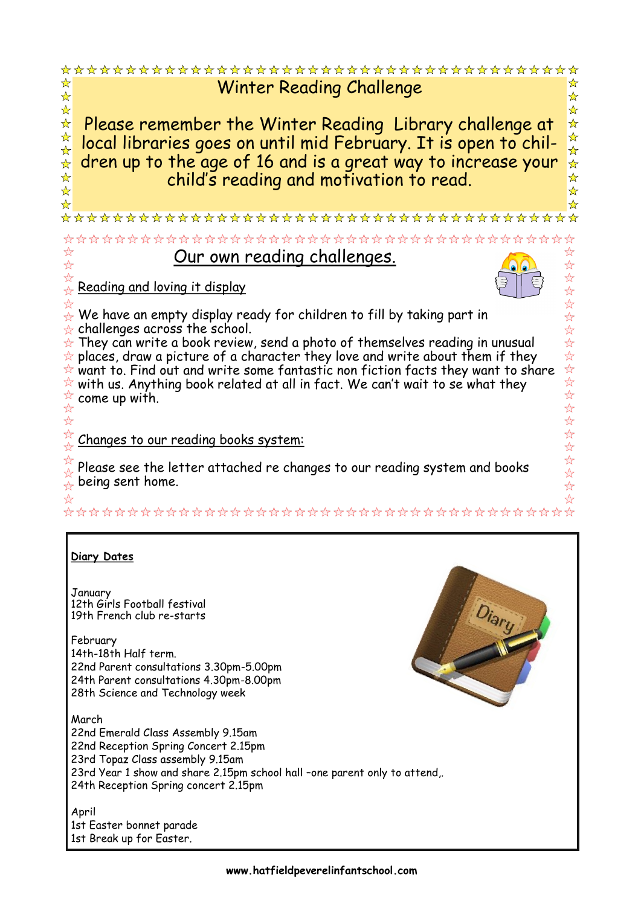## Winter Reading Challenge

Please remember the Winter Reading Library challenge at local libraries goes on until mid February. It is open to children up to the age of 16 and is a great way to increase your child's reading and motivation to read.

## Our own reading challenges.

Reading and loving it display

We have an empty display ready for children to fill by taking part in challenges across the school.
They can write a book review, send a photo of themselves reading in unusual places, draw a picture of a character they love and write about them if they want to. Find out and write some fantastic non fiction facts they want to share with us. Anything book related at all in fact. We can't wait to se what they come up with.

Changes to our reading books system:

Please see the letter attached re changes to our reading system and books being sent home.

**Diary Dates**

January
12th Girls Football festival
19th French club re-starts

February
14th-18th Half term.
22nd Parent consultations 3.30pm-5.00pm
24th Parent consultations 4.30pm-8.00pm
28th Science and Technology week

March
22nd Emerald Class Assembly 9.15am
22nd Reception Spring Concert 2.15pm
23rd Topaz Class assembly 9.15am
23rd Year 1 show and share 2.15pm school hall –one parent only to attend,.
24th Reception Spring concert 2.15pm

April
1st Easter bonnet parade
1st Break up for Easter.

**www.hatfieldpeverelinfantschool.com**